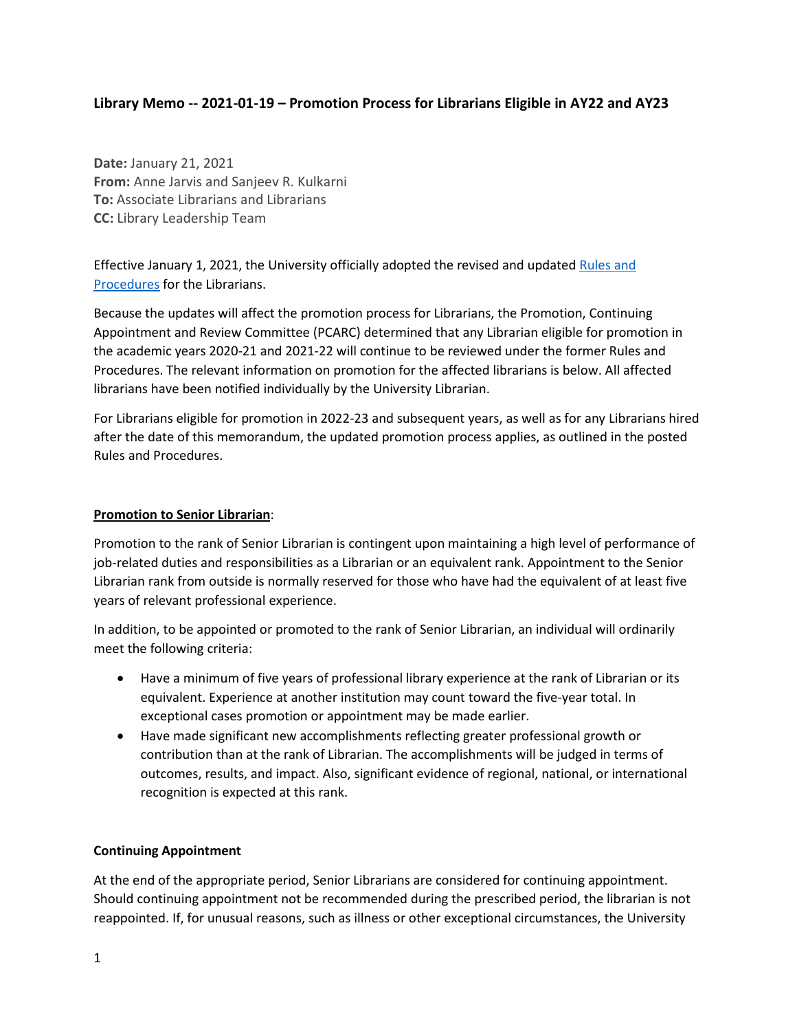### Library Memo -- 2021-01-19 – Promotion Process for Librarians Eligible in AY22 and AY23

**Date:** January 21, 2021
**From:** Anne Jarvis and Sanjeev R. Kulkarni
**To:** Associate Librarians and Librarians
**CC:** Library Leadership Team

Effective January 1, 2021, the University officially adopted the revised and updated Rules and Procedures for the Librarians.

Because the updates will affect the promotion process for Librarians, the Promotion, Continuing Appointment and Review Committee (PCARC) determined that any Librarian eligible for promotion in the academic years 2020-21 and 2021-22 will continue to be reviewed under the former Rules and Procedures. The relevant information on promotion for the affected librarians is below. All affected librarians have been notified individually by the University Librarian.

For Librarians eligible for promotion in 2022-23 and subsequent years, as well as for any Librarians hired after the date of this memorandum, the updated promotion process applies, as outlined in the posted Rules and Procedures.

**Promotion to Senior Librarian**:

Promotion to the rank of Senior Librarian is contingent upon maintaining a high level of performance of job-related duties and responsibilities as a Librarian or an equivalent rank. Appointment to the Senior Librarian rank from outside is normally reserved for those who have had the equivalent of at least five years of relevant professional experience.

In addition, to be appointed or promoted to the rank of Senior Librarian, an individual will ordinarily meet the following criteria:

- Have a minimum of five years of professional library experience at the rank of Librarian or its equivalent. Experience at another institution may count toward the five-year total. In exceptional cases promotion or appointment may be made earlier.
- Have made significant new accomplishments reflecting greater professional growth or contribution than at the rank of Librarian. The accomplishments will be judged in terms of outcomes, results, and impact. Also, significant evidence of regional, national, or international recognition is expected at this rank.

**Continuing Appointment**

At the end of the appropriate period, Senior Librarians are considered for continuing appointment. Should continuing appointment not be recommended during the prescribed period, the librarian is not reappointed. If, for unusual reasons, such as illness or other exceptional circumstances, the University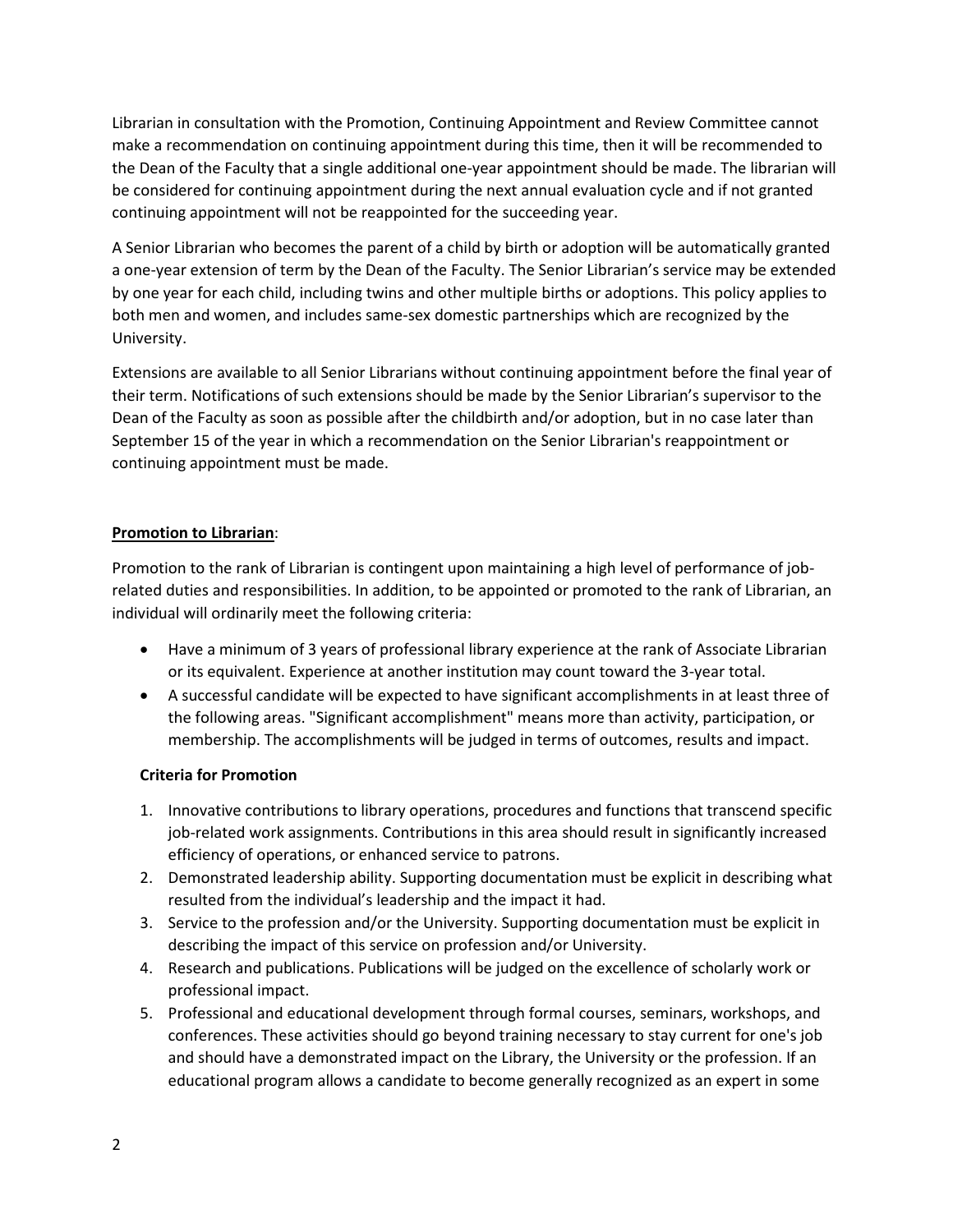Librarian in consultation with the Promotion, Continuing Appointment and Review Committee cannot make a recommendation on continuing appointment during this time, then it will be recommended to the Dean of the Faculty that a single additional one-year appointment should be made. The librarian will be considered for continuing appointment during the next annual evaluation cycle and if not granted continuing appointment will not be reappointed for the succeeding year.

A Senior Librarian who becomes the parent of a child by birth or adoption will be automatically granted a one-year extension of term by the Dean of the Faculty. The Senior Librarian's service may be extended by one year for each child, including twins and other multiple births or adoptions. This policy applies to both men and women, and includes same-sex domestic partnerships which are recognized by the University.

Extensions are available to all Senior Librarians without continuing appointment before the final year of their term. Notifications of such extensions should be made by the Senior Librarian's supervisor to the Dean of the Faculty as soon as possible after the childbirth and/or adoption, but in no case later than September 15 of the year in which a recommendation on the Senior Librarian's reappointment or continuing appointment must be made.

**Promotion to Librarian**:

Promotion to the rank of Librarian is contingent upon maintaining a high level of performance of job-related duties and responsibilities. In addition, to be appointed or promoted to the rank of Librarian, an individual will ordinarily meet the following criteria:

- Have a minimum of 3 years of professional library experience at the rank of Associate Librarian or its equivalent. Experience at another institution may count toward the 3-year total.
- A successful candidate will be expected to have significant accomplishments in at least three of the following areas. "Significant accomplishment" means more than activity, participation, or membership. The accomplishments will be judged in terms of outcomes, results and impact.

**Criteria for Promotion**

1. Innovative contributions to library operations, procedures and functions that transcend specific job-related work assignments. Contributions in this area should result in significantly increased efficiency of operations, or enhanced service to patrons.
2. Demonstrated leadership ability. Supporting documentation must be explicit in describing what resulted from the individual's leadership and the impact it had.
3. Service to the profession and/or the University. Supporting documentation must be explicit in describing the impact of this service on profession and/or University.
4. Research and publications. Publications will be judged on the excellence of scholarly work or professional impact.
5. Professional and educational development through formal courses, seminars, workshops, and conferences. These activities should go beyond training necessary to stay current for one's job and should have a demonstrated impact on the Library, the University or the profession. If an educational program allows a candidate to become generally recognized as an expert in some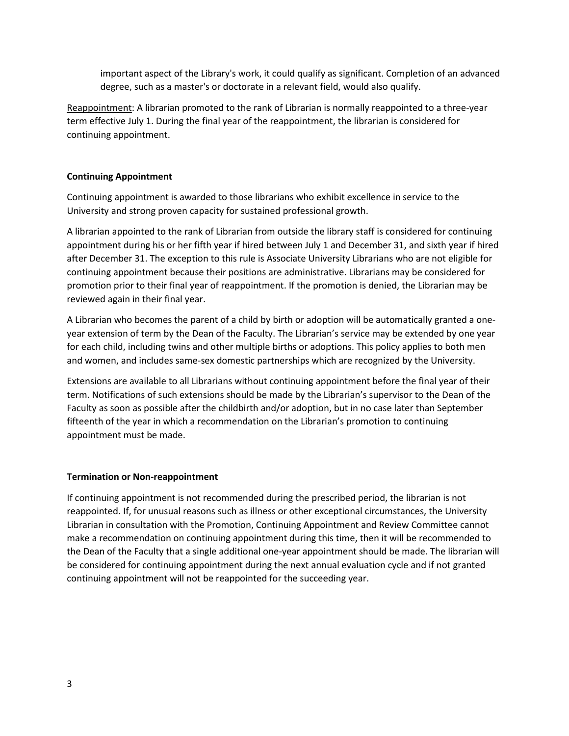important aspect of the Library's work, it could qualify as significant. Completion of an advanced degree, such as a master's or doctorate in a relevant field, would also qualify.

Reappointment: A librarian promoted to the rank of Librarian is normally reappointed to a three-year term effective July 1. During the final year of the reappointment, the librarian is considered for continuing appointment.

**Continuing Appointment**

Continuing appointment is awarded to those librarians who exhibit excellence in service to the University and strong proven capacity for sustained professional growth.

A librarian appointed to the rank of Librarian from outside the library staff is considered for continuing appointment during his or her fifth year if hired between July 1 and December 31, and sixth year if hired after December 31. The exception to this rule is Associate University Librarians who are not eligible for continuing appointment because their positions are administrative. Librarians may be considered for promotion prior to their final year of reappointment. If the promotion is denied, the Librarian may be reviewed again in their final year.

A Librarian who becomes the parent of a child by birth or adoption will be automatically granted a one-year extension of term by the Dean of the Faculty. The Librarian's service may be extended by one year for each child, including twins and other multiple births or adoptions. This policy applies to both men and women, and includes same-sex domestic partnerships which are recognized by the University.

Extensions are available to all Librarians without continuing appointment before the final year of their term. Notifications of such extensions should be made by the Librarian's supervisor to the Dean of the Faculty as soon as possible after the childbirth and/or adoption, but in no case later than September fifteenth of the year in which a recommendation on the Librarian's promotion to continuing appointment must be made.

**Termination or Non-reappointment**

If continuing appointment is not recommended during the prescribed period, the librarian is not reappointed. If, for unusual reasons such as illness or other exceptional circumstances, the University Librarian in consultation with the Promotion, Continuing Appointment and Review Committee cannot make a recommendation on continuing appointment during this time, then it will be recommended to the Dean of the Faculty that a single additional one-year appointment should be made. The librarian will be considered for continuing appointment during the next annual evaluation cycle and if not granted continuing appointment will not be reappointed for the succeeding year.